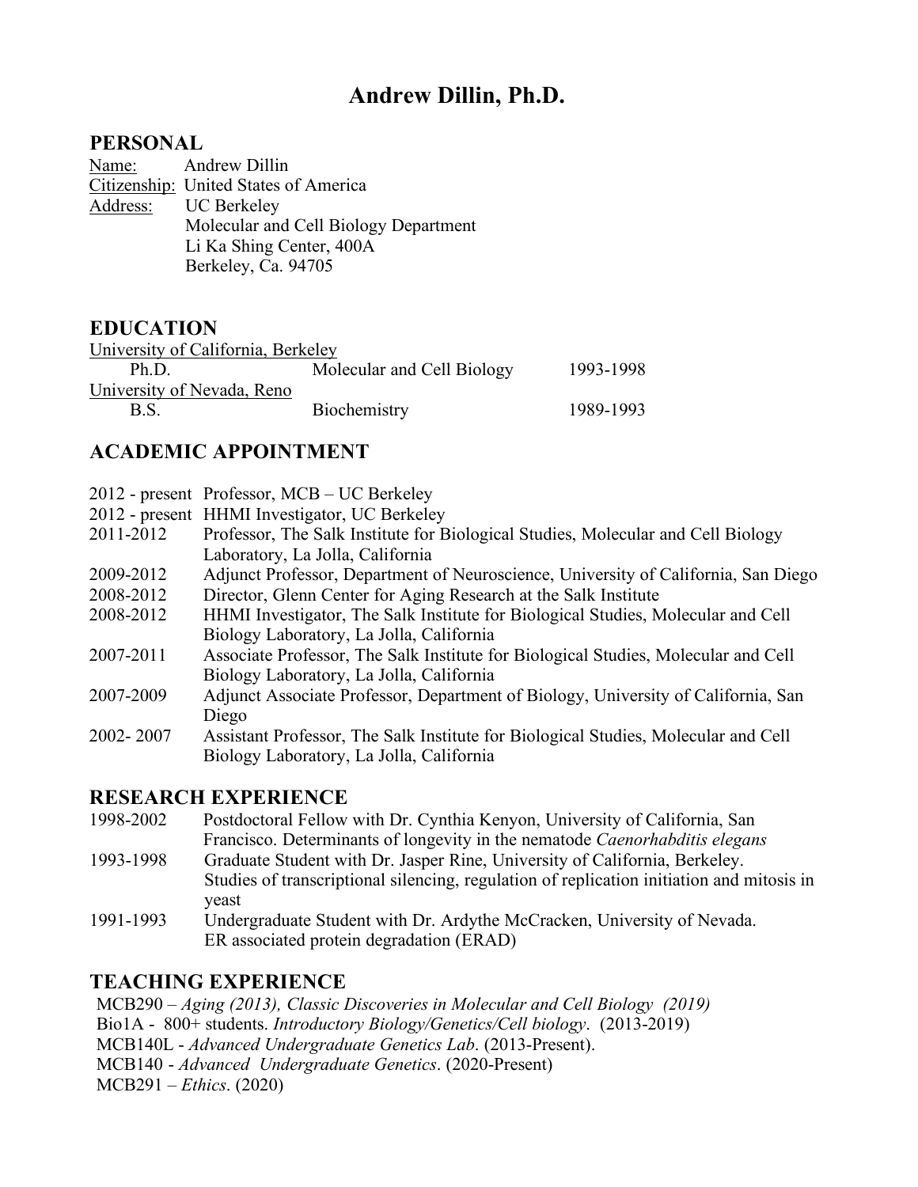# Andrew Dillin, Ph.D.

## PERSONAL

Name: Andrew Dillin
Citizenship: United States of America
Address: UC Berkeley
Molecular and Cell Biology Department
Li Ka Shing Center, 400A
Berkeley, Ca. 94705

## EDUCATION

University of California, Berkeley

| Ph.D. | Molecular and Cell Biology | 1993-1998 |
|---|---|---|

University of Nevada, Reno

| B.S. | Biochemistry | 1989-1993 |
|---|---|---|

## ACADEMIC APPOINTMENT

2012 - present Professor, MCB – UC Berkeley
2012 - present HHMI Investigator, UC Berkeley
2011-2012 Professor, The Salk Institute for Biological Studies, Molecular and Cell Biology Laboratory, La Jolla, California
2009-2012 Adjunct Professor, Department of Neuroscience, University of California, San Diego
2008-2012 Director, Glenn Center for Aging Research at the Salk Institute
2008-2012 HHMI Investigator, The Salk Institute for Biological Studies, Molecular and Cell Biology Laboratory, La Jolla, California
2007-2011 Associate Professor, The Salk Institute for Biological Studies, Molecular and Cell Biology Laboratory, La Jolla, California
2007-2009 Adjunct Associate Professor, Department of Biology, University of California, San Diego
2002- 2007 Assistant Professor, The Salk Institute for Biological Studies, Molecular and Cell Biology Laboratory, La Jolla, California

## RESEARCH EXPERIENCE

1998-2002 Postdoctoral Fellow with Dr. Cynthia Kenyon, University of California, San Francisco. Determinants of longevity in the nematode *Caenorhabditis elegans*
1993-1998 Graduate Student with Dr. Jasper Rine, University of California, Berkeley. Studies of transcriptional silencing, regulation of replication initiation and mitosis in yeast
1991-1993 Undergraduate Student with Dr. Ardythe McCracken, University of Nevada. ER associated protein degradation (ERAD)

## TEACHING EXPERIENCE

MCB290 – *Aging (2013), Classic Discoveries in Molecular and Cell Biology (2019)*
Bio1A - 800+ students. *Introductory Biology/Genetics/Cell biology*. (2013-2019)
MCB140L - *Advanced Undergraduate Genetics Lab*. (2013-Present).
MCB140 - *Advanced Undergraduate Genetics*. (2020-Present)
MCB291 – *Ethics*. (2020)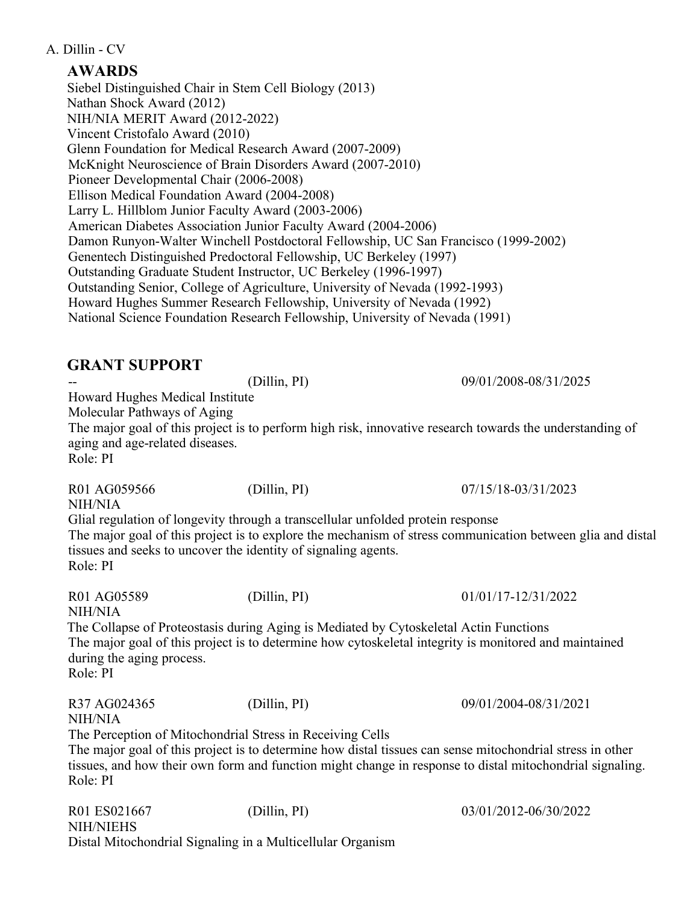## AWARDS

Siebel Distinguished Chair in Stem Cell Biology (2013)
Nathan Shock Award (2012)
NIH/NIA MERIT Award (2012-2022)
Vincent Cristofalo Award (2010)
Glenn Foundation for Medical Research Award (2007-2009)
McKnight Neuroscience of Brain Disorders Award (2007-2010)
Pioneer Developmental Chair (2006-2008)
Ellison Medical Foundation Award (2004-2008)
Larry L. Hillblom Junior Faculty Award (2003-2006)
American Diabetes Association Junior Faculty Award (2004-2006)
Damon Runyon-Walter Winchell Postdoctoral Fellowship, UC San Francisco (1999-2002)
Genentech Distinguished Predoctoral Fellowship, UC Berkeley (1997)
Outstanding Graduate Student Instructor, UC Berkeley (1996-1997)
Outstanding Senior, College of Agriculture, University of Nevada (1992-1993)
Howard Hughes Summer Research Fellowship, University of Nevada (1992)
National Science Foundation Research Fellowship, University of Nevada (1991)

## GRANT SUPPORT

-- (Dillin, PI) 09/01/2008-08/31/2025
Howard Hughes Medical Institute
Molecular Pathways of Aging
The major goal of this project is to perform high risk, innovative research towards the understanding of aging and age-related diseases.
Role: PI

R01 AG059566 (Dillin, PI) 07/15/18-03/31/2023
NIH/NIA
Glial regulation of longevity through a transcellular unfolded protein response
The major goal of this project is to explore the mechanism of stress communication between glia and distal tissues and seeks to uncover the identity of signaling agents.
Role: PI

R01 AG05589 (Dillin, PI) 01/01/17-12/31/2022
NIH/NIA
The Collapse of Proteostasis during Aging is Mediated by Cytoskeletal Actin Functions
The major goal of this project is to determine how cytoskeletal integrity is monitored and maintained during the aging process.
Role: PI

R37 AG024365 (Dillin, PI) 09/01/2004-08/31/2021
NIH/NIA
The Perception of Mitochondrial Stress in Receiving Cells
The major goal of this project is to determine how distal tissues can sense mitochondrial stress in other tissues, and how their own form and function might change in response to distal mitochondrial signaling.
Role: PI

R01 ES021667 (Dillin, PI) 03/01/2012-06/30/2022
NIH/NIEHS
Distal Mitochondrial Signaling in a Multicellular Organism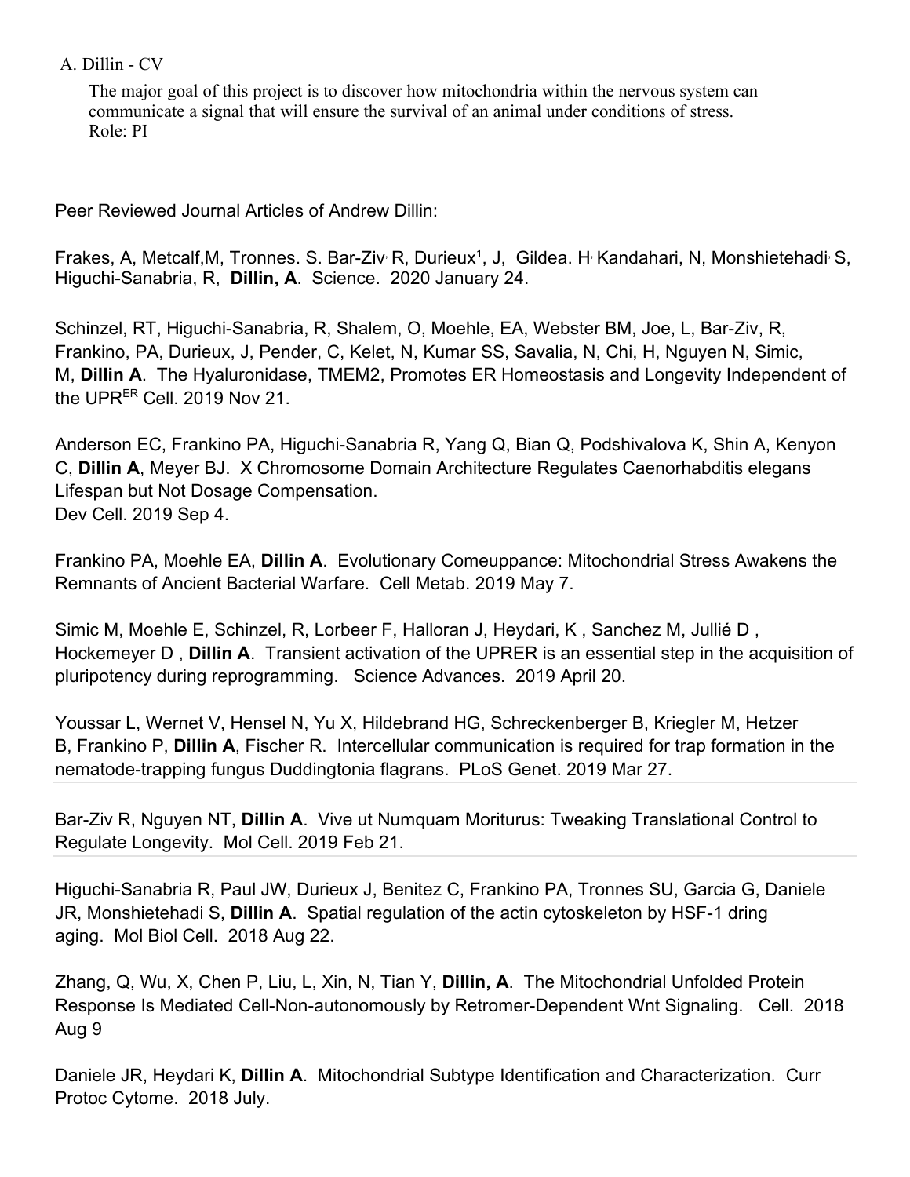The major goal of this project is to discover how mitochondria within the nervous system can communicate a signal that will ensure the survival of an animal under conditions of stress.
Role: PI

Peer Reviewed Journal Articles of Andrew Dillin:

Frakes, A, Metcalf,M, Tronnes. S. Bar-Ziv, R, Durieux[1], J, Gildea. H, Kandahari, N, Monshietehadi, S, Higuchi-Sanabria, R, **Dillin, A**. Science. 2020 January 24.

Schinzel, RT, Higuchi-Sanabria, R, Shalem, O, Moehle, EA, Webster BM, Joe, L, Bar-Ziv, R, Frankino, PA, Durieux, J, Pender, C, Kelet, N, Kumar SS, Savalia, N, Chi, H, Nguyen N, Simic, M, **Dillin A**. The Hyaluronidase, TMEM2, Promotes ER Homeostasis and Longevity Independent of the $UPR^{ER}$ Cell. 2019 Nov 21.

Anderson EC, Frankino PA, Higuchi-Sanabria R, Yang Q, Bian Q, Podshivalova K, Shin A, Kenyon C, **Dillin A**, Meyer BJ. X Chromosome Domain Architecture Regulates Caenorhabditis elegans Lifespan but Not Dosage Compensation.
Dev Cell. 2019 Sep 4.

Frankino PA, Moehle EA, **Dillin A**. Evolutionary Comeuppance: Mitochondrial Stress Awakens the Remnants of Ancient Bacterial Warfare. Cell Metab. 2019 May 7.

Simic M, Moehle E, Schinzel, R, Lorbeer F, Halloran J, Heydari, K , Sanchez M, Jullié D , Hockemeyer D , **Dillin A**. Transient activation of the UPRER is an essential step in the acquisition of pluripotency during reprogramming. Science Advances. 2019 April 20.

Youssar L, Wernet V, Hensel N, Yu X, Hildebrand HG, Schreckenberger B, Kriegler M, Hetzer B, Frankino P, **Dillin A**, Fischer R. Intercellular communication is required for trap formation in the nematode-trapping fungus Duddingtonia flagrans. PLoS Genet. 2019 Mar 27.

Bar-Ziv R, Nguyen NT, **Dillin A**. Vive ut Numquam Moriturus: Tweaking Translational Control to Regulate Longevity. Mol Cell. 2019 Feb 21.

Higuchi-Sanabria R, Paul JW, Durieux J, Benitez C, Frankino PA, Tronnes SU, Garcia G, Daniele JR, Monshietehadi S, **Dillin A**. Spatial regulation of the actin cytoskeleton by HSF-1 dring aging. Mol Biol Cell. 2018 Aug 22.

Zhang, Q, Wu, X, Chen P, Liu, L, Xin, N, Tian Y, **Dillin, A**. The Mitochondrial Unfolded Protein Response Is Mediated Cell-Non-autonomously by Retromer-Dependent Wnt Signaling. Cell. 2018 Aug 9

Daniele JR, Heydari K, **Dillin A**. Mitochondrial Subtype Identification and Characterization. Curr Protoc Cytome. 2018 July.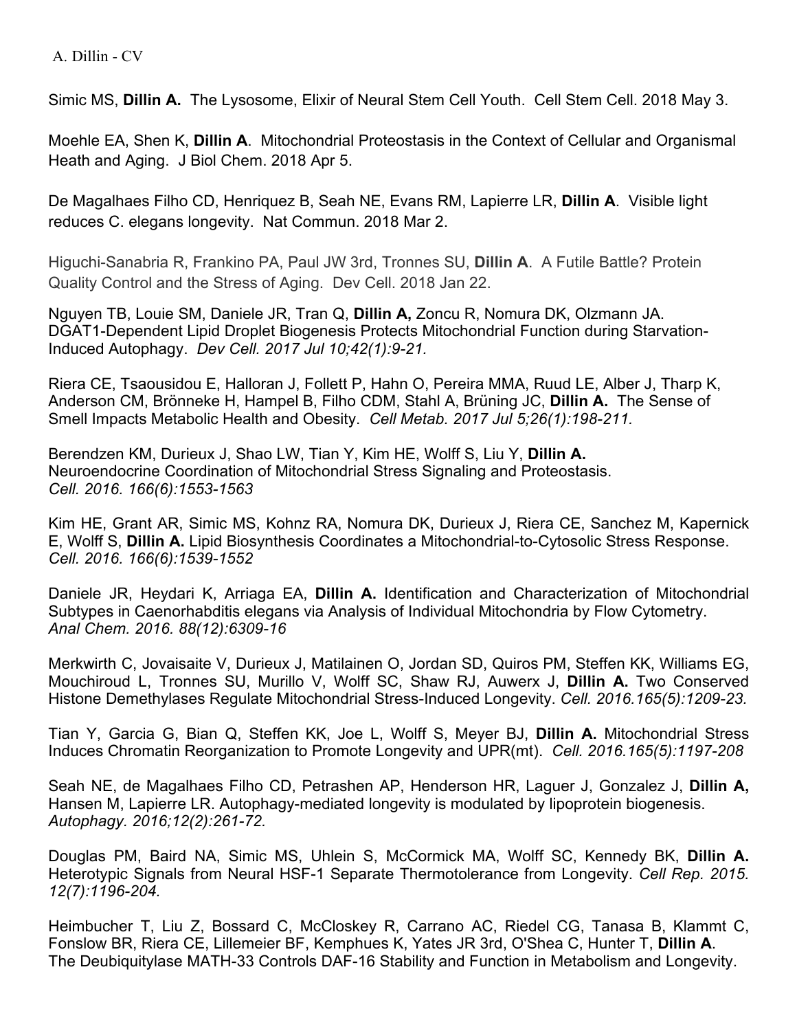Simic MS, **Dillin A.** The Lysosome, Elixir of Neural Stem Cell Youth. Cell Stem Cell. 2018 May 3.

Moehle EA, Shen K, **Dillin A**. Mitochondrial Proteostasis in the Context of Cellular and Organismal Heath and Aging. J Biol Chem. 2018 Apr 5.

De Magalhaes Filho CD, Henriquez B, Seah NE, Evans RM, Lapierre LR, **Dillin A**. Visible light reduces C. elegans longevity. Nat Commun. 2018 Mar 2.

Higuchi-Sanabria R, Frankino PA, Paul JW 3rd, Tronnes SU, **Dillin A**. A Futile Battle? Protein Quality Control and the Stress of Aging. Dev Cell. 2018 Jan 22.

Nguyen TB, Louie SM, Daniele JR, Tran Q, **Dillin A,** Zoncu R, Nomura DK, Olzmann JA. DGAT1-Dependent Lipid Droplet Biogenesis Protects Mitochondrial Function during Starvation-Induced Autophagy. *Dev Cell. 2017 Jul 10;42(1):9-21.*

Riera CE, Tsaousidou E, Halloran J, Follett P, Hahn O, Pereira MMA, Ruud LE, Alber J, Tharp K, Anderson CM, Brönneke H, Hampel B, Filho CDM, Stahl A, Brüning JC, **Dillin A.** The Sense of Smell Impacts Metabolic Health and Obesity. *Cell Metab. 2017 Jul 5;26(1):198-211.*

Berendzen KM, Durieux J, Shao LW, Tian Y, Kim HE, Wolff S, Liu Y, **Dillin A.** Neuroendocrine Coordination of Mitochondrial Stress Signaling and Proteostasis. *Cell. 2016. 166(6):1553-1563*

Kim HE, Grant AR, Simic MS, Kohnz RA, Nomura DK, Durieux J, Riera CE, Sanchez M, Kapernick E, Wolff S, **Dillin A.** Lipid Biosynthesis Coordinates a Mitochondrial-to-Cytosolic Stress Response. *Cell. 2016. 166(6):1539-1552*

Daniele JR, Heydari K, Arriaga EA, **Dillin A.** Identification and Characterization of Mitochondrial Subtypes in Caenorhabditis elegans via Analysis of Individual Mitochondria by Flow Cytometry. *Anal Chem. 2016. 88(12):6309-16*

Merkwirth C, Jovaisaite V, Durieux J, Matilainen O, Jordan SD, Quiros PM, Steffen KK, Williams EG, Mouchiroud L, Tronnes SU, Murillo V, Wolff SC, Shaw RJ, Auwerx J, **Dillin A.** Two Conserved Histone Demethylases Regulate Mitochondrial Stress-Induced Longevity. *Cell. 2016.165(5):1209-23.*

Tian Y, Garcia G, Bian Q, Steffen KK, Joe L, Wolff S, Meyer BJ, **Dillin A.** Mitochondrial Stress Induces Chromatin Reorganization to Promote Longevity and UPR(mt). *Cell. 2016.165(5):1197-208*

Seah NE, de Magalhaes Filho CD, Petrashen AP, Henderson HR, Laguer J, Gonzalez J, **Dillin A,** Hansen M, Lapierre LR. Autophagy-mediated longevity is modulated by lipoprotein biogenesis. *Autophagy. 2016;12(2):261-72.*

Douglas PM, Baird NA, Simic MS, Uhlein S, McCormick MA, Wolff SC, Kennedy BK, **Dillin A.** Heterotypic Signals from Neural HSF-1 Separate Thermotolerance from Longevity. *Cell Rep. 2015. 12(7):1196-204.*

Heimbucher T, Liu Z, Bossard C, McCloskey R, Carrano AC, Riedel CG, Tanasa B, Klammt C, Fonslow BR, Riera CE, Lillemeier BF, Kemphues K, Yates JR 3rd, O'Shea C, Hunter T, **Dillin A**. The Deubiquitylase MATH-33 Controls DAF-16 Stability and Function in Metabolism and Longevity.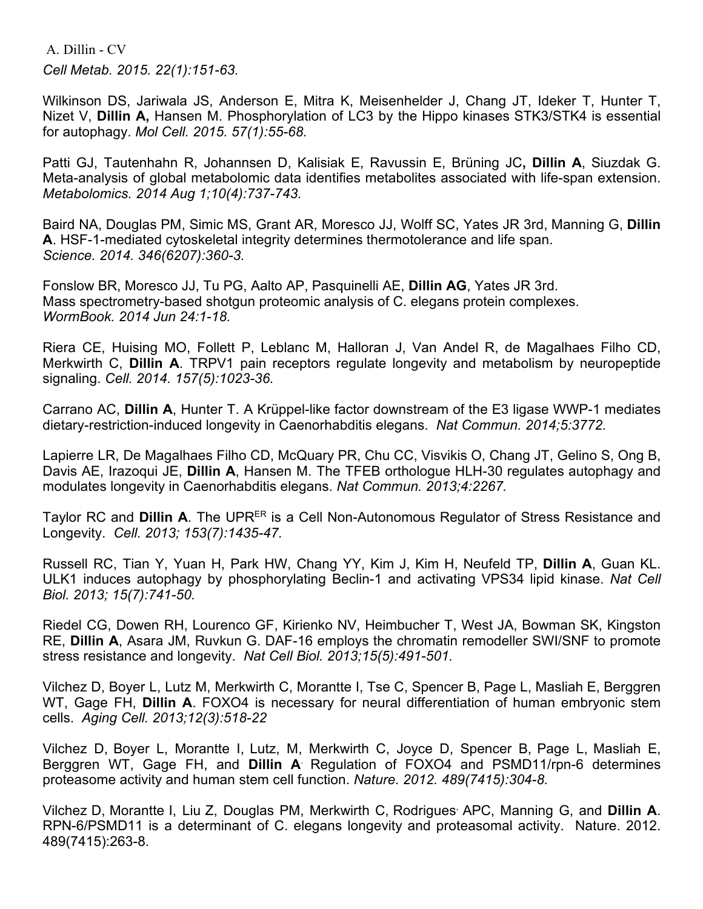*Cell Metab. 2015. 22(1):151-63.*

Wilkinson DS, Jariwala JS, Anderson E, Mitra K, Meisenhelder J, Chang JT, Ideker T, Hunter T, Nizet V, **Dillin A,** Hansen M. Phosphorylation of LC3 by the Hippo kinases STK3/STK4 is essential for autophagy. *Mol Cell. 2015. 57(1):55-68.*

Patti GJ, Tautenhahn R, Johannsen D, Kalisiak E, Ravussin E, Brüning JC**, Dillin A**, Siuzdak G. Meta-analysis of global metabolomic data identifies metabolites associated with life-span extension. *Metabolomics. 2014 Aug 1;10(4):737-743.*

Baird NA, Douglas PM, Simic MS, Grant AR, Moresco JJ, Wolff SC, Yates JR 3rd, Manning G, **Dillin A**. HSF-1-mediated cytoskeletal integrity determines thermotolerance and life span. *Science. 2014. 346(6207):360-3.*

Fonslow BR, Moresco JJ, Tu PG, Aalto AP, Pasquinelli AE, **Dillin AG**, Yates JR 3rd. Mass spectrometry-based shotgun proteomic analysis of C. elegans protein complexes. *WormBook. 2014 Jun 24:1-18.*

Riera CE, Huising MO, Follett P, Leblanc M, Halloran J, Van Andel R, de Magalhaes Filho CD, Merkwirth C, **Dillin A**. TRPV1 pain receptors regulate longevity and metabolism by neuropeptide signaling. *Cell. 2014. 157(5):1023-36.*

Carrano AC, **Dillin A**, Hunter T. A Krüppel-like factor downstream of the E3 ligase WWP-1 mediates dietary-restriction-induced longevity in Caenorhabditis elegans. *Nat Commun. 2014;5:3772.*

Lapierre LR, De Magalhaes Filho CD, McQuary PR, Chu CC, Visvikis O, Chang JT, Gelino S, Ong B, Davis AE, Irazoqui JE, **Dillin A**, Hansen M. The TFEB orthologue HLH-30 regulates autophagy and modulates longevity in Caenorhabditis elegans. *Nat Commun. 2013;4:2267.*

Taylor RC and **Dillin A**. The $UPR^{ER}$ is a Cell Non-Autonomous Regulator of Stress Resistance and Longevity. *Cell. 2013; 153(7):1435-47.*

Russell RC, Tian Y, Yuan H, Park HW, Chang YY, Kim J, Kim H, Neufeld TP, **Dillin A**, Guan KL. ULK1 induces autophagy by phosphorylating Beclin-1 and activating VPS34 lipid kinase. *Nat Cell Biol. 2013; 15(7):741-50.*

Riedel CG, Dowen RH, Lourenco GF, Kirienko NV, Heimbucher T, West JA, Bowman SK, Kingston RE, **Dillin A**, Asara JM, Ruvkun G. DAF-16 employs the chromatin remodeller SWI/SNF to promote stress resistance and longevity. *Nat Cell Biol. 2013;15(5):491-501.*

Vilchez D, Boyer L, Lutz M, Merkwirth C, Morantte I, Tse C, Spencer B, Page L, Masliah E, Berggren WT, Gage FH, **Dillin A**. FOXO4 is necessary for neural differentiation of human embryonic stem cells. *Aging Cell. 2013;12(3):518-22*

Vilchez D, Boyer L, Morantte I, Lutz, M, Merkwirth C, Joyce D, Spencer B, Page L, Masliah E, Berggren WT, Gage FH, and **Dillin A**. Regulation of FOXO4 and PSMD11/rpn-6 determines proteasome activity and human stem cell function. *Nature. 2012. 489(7415):304-8.*

Vilchez D, Morantte I, Liu Z, Douglas PM, Merkwirth C, Rodrigues APC, Manning G, and **Dillin A**. RPN-6/PSMD11 is a determinant of C. elegans longevity and proteasomal activity. Nature. 2012. 489(7415):263-8.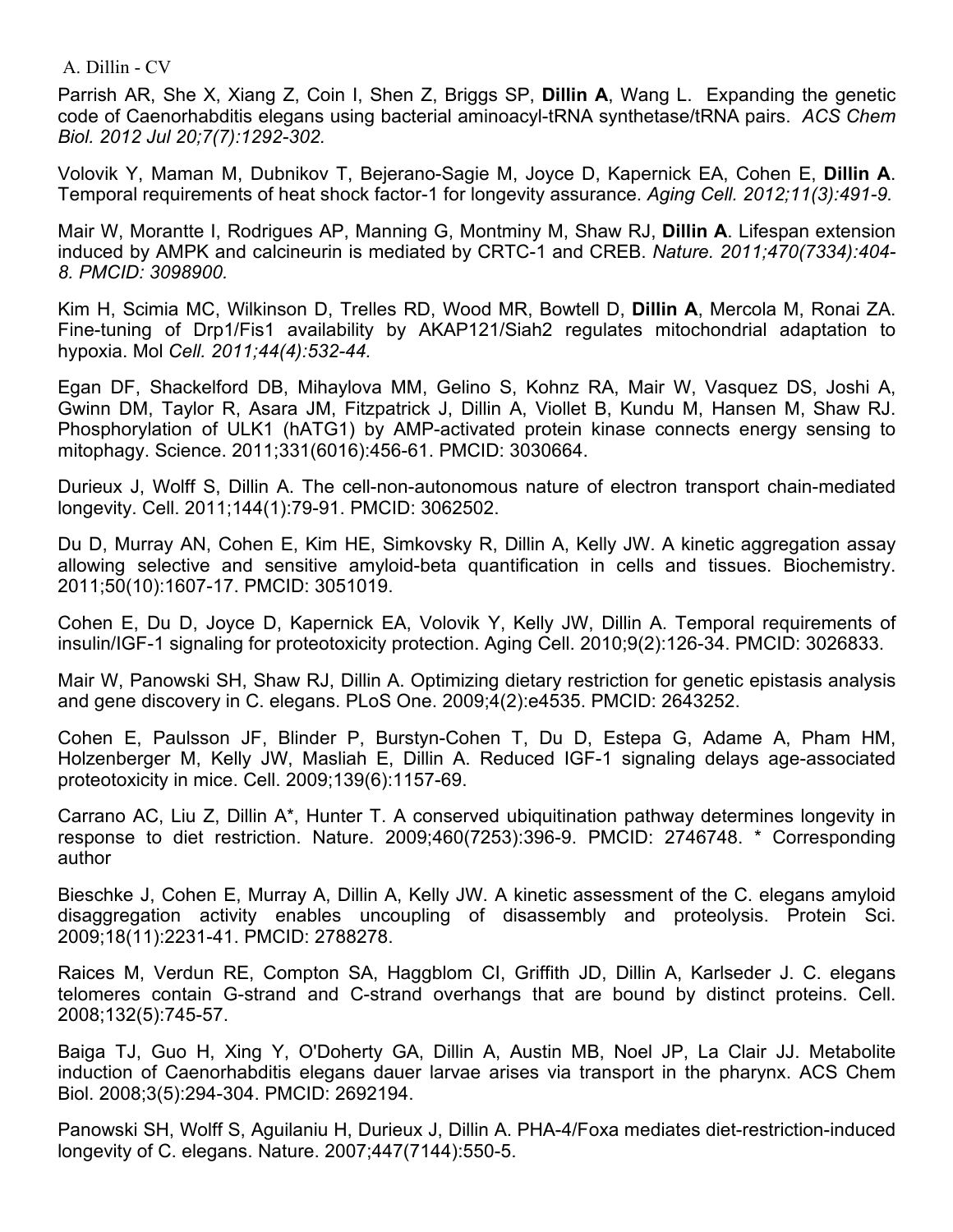Parrish AR, She X, Xiang Z, Coin I, Shen Z, Briggs SP, **Dillin A**, Wang L. Expanding the genetic code of Caenorhabditis elegans using bacterial aminoacyl-tRNA synthetase/tRNA pairs. *ACS Chem Biol. 2012 Jul 20;7(7):1292-302.*

Volovik Y, Maman M, Dubnikov T, Bejerano-Sagie M, Joyce D, Kapernick EA, Cohen E, **Dillin A**. Temporal requirements of heat shock factor-1 for longevity assurance. *Aging Cell. 2012;11(3):491-9.*

Mair W, Morantte I, Rodrigues AP, Manning G, Montminy M, Shaw RJ, **Dillin A**. Lifespan extension induced by AMPK and calcineurin is mediated by CRTC-1 and CREB. *Nature. 2011;470(7334):404-8. PMCID: 3098900.*

Kim H, Scimia MC, Wilkinson D, Trelles RD, Wood MR, Bowtell D, **Dillin A**, Mercola M, Ronai ZA. Fine-tuning of Drp1/Fis1 availability by AKAP121/Siah2 regulates mitochondrial adaptation to hypoxia. Mol *Cell. 2011;44(4):532-44.*

Egan DF, Shackelford DB, Mihaylova MM, Gelino S, Kohnz RA, Mair W, Vasquez DS, Joshi A, Gwinn DM, Taylor R, Asara JM, Fitzpatrick J, Dillin A, Viollet B, Kundu M, Hansen M, Shaw RJ. Phosphorylation of ULK1 (hATG1) by AMP-activated protein kinase connects energy sensing to mitophagy. Science. 2011;331(6016):456-61. PMCID: 3030664.

Durieux J, Wolff S, Dillin A. The cell-non-autonomous nature of electron transport chain-mediated longevity. Cell. 2011;144(1):79-91. PMCID: 3062502.

Du D, Murray AN, Cohen E, Kim HE, Simkovsky R, Dillin A, Kelly JW. A kinetic aggregation assay allowing selective and sensitive amyloid-beta quantification in cells and tissues. Biochemistry. 2011;50(10):1607-17. PMCID: 3051019.

Cohen E, Du D, Joyce D, Kapernick EA, Volovik Y, Kelly JW, Dillin A. Temporal requirements of insulin/IGF-1 signaling for proteotoxicity protection. Aging Cell. 2010;9(2):126-34. PMCID: 3026833.

Mair W, Panowski SH, Shaw RJ, Dillin A. Optimizing dietary restriction for genetic epistasis analysis and gene discovery in C. elegans. PLoS One. 2009;4(2):e4535. PMCID: 2643252.

Cohen E, Paulsson JF, Blinder P, Burstyn-Cohen T, Du D, Estepa G, Adame A, Pham HM, Holzenberger M, Kelly JW, Masliah E, Dillin A. Reduced IGF-1 signaling delays age-associated proteotoxicity in mice. Cell. 2009;139(6):1157-69.

Carrano AC, Liu Z, Dillin A*, Hunter T. A conserved ubiquitination pathway determines longevity in response to diet restriction. Nature. 2009;460(7253):396-9. PMCID: 2746748. * Corresponding author

Bieschke J, Cohen E, Murray A, Dillin A, Kelly JW. A kinetic assessment of the C. elegans amyloid disaggregation activity enables uncoupling of disassembly and proteolysis. Protein Sci. 2009;18(11):2231-41. PMCID: 2788278.

Raices M, Verdun RE, Compton SA, Haggblom CI, Griffith JD, Dillin A, Karlseder J. C. elegans telomeres contain G-strand and C-strand overhangs that are bound by distinct proteins. Cell. 2008;132(5):745-57.

Baiga TJ, Guo H, Xing Y, O'Doherty GA, Dillin A, Austin MB, Noel JP, La Clair JJ. Metabolite induction of Caenorhabditis elegans dauer larvae arises via transport in the pharynx. ACS Chem Biol. 2008;3(5):294-304. PMCID: 2692194.

Panowski SH, Wolff S, Aguilaniu H, Durieux J, Dillin A. PHA-4/Foxa mediates diet-restriction-induced longevity of C. elegans. Nature. 2007;447(7144):550-5.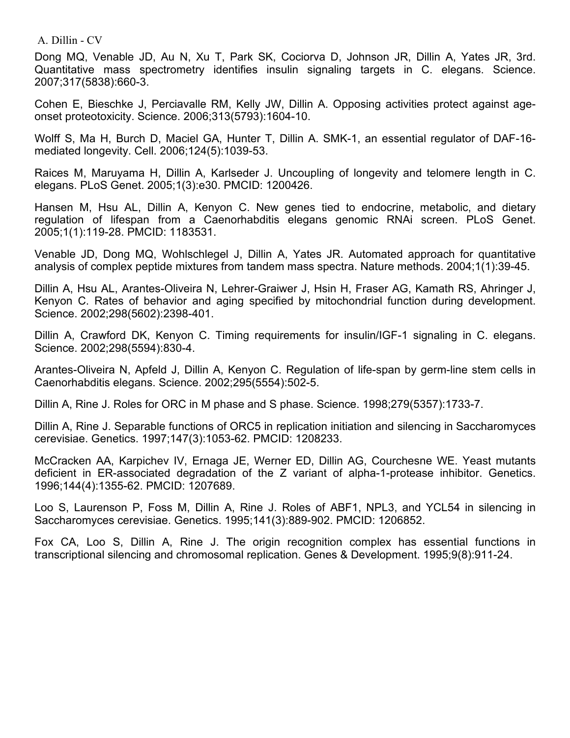Dong MQ, Venable JD, Au N, Xu T, Park SK, Cociorva D, Johnson JR, Dillin A, Yates JR, 3rd. Quantitative mass spectrometry identifies insulin signaling targets in C. elegans. Science. 2007;317(5838):660-3.

Cohen E, Bieschke J, Perciavalle RM, Kelly JW, Dillin A. Opposing activities protect against age-onset proteotoxicity. Science. 2006;313(5793):1604-10.

Wolff S, Ma H, Burch D, Maciel GA, Hunter T, Dillin A. SMK-1, an essential regulator of DAF-16-mediated longevity. Cell. 2006;124(5):1039-53.

Raices M, Maruyama H, Dillin A, Karlseder J. Uncoupling of longevity and telomere length in C. elegans. PLoS Genet. 2005;1(3):e30. PMCID: 1200426.

Hansen M, Hsu AL, Dillin A, Kenyon C. New genes tied to endocrine, metabolic, and dietary regulation of lifespan from a Caenorhabditis elegans genomic RNAi screen. PLoS Genet. 2005;1(1):119-28. PMCID: 1183531.

Venable JD, Dong MQ, Wohlschlegel J, Dillin A, Yates JR. Automated approach for quantitative analysis of complex peptide mixtures from tandem mass spectra. Nature methods. 2004;1(1):39-45.

Dillin A, Hsu AL, Arantes-Oliveira N, Lehrer-Graiwer J, Hsin H, Fraser AG, Kamath RS, Ahringer J, Kenyon C. Rates of behavior and aging specified by mitochondrial function during development. Science. 2002;298(5602):2398-401.

Dillin A, Crawford DK, Kenyon C. Timing requirements for insulin/IGF-1 signaling in C. elegans. Science. 2002;298(5594):830-4.

Arantes-Oliveira N, Apfeld J, Dillin A, Kenyon C. Regulation of life-span by germ-line stem cells in Caenorhabditis elegans. Science. 2002;295(5554):502-5.

Dillin A, Rine J. Roles for ORC in M phase and S phase. Science. 1998;279(5357):1733-7.

Dillin A, Rine J. Separable functions of ORC5 in replication initiation and silencing in Saccharomyces cerevisiae. Genetics. 1997;147(3):1053-62. PMCID: 1208233.

McCracken AA, Karpichev IV, Ernaga JE, Werner ED, Dillin AG, Courchesne WE. Yeast mutants deficient in ER-associated degradation of the Z variant of alpha-1-protease inhibitor. Genetics. 1996;144(4):1355-62. PMCID: 1207689.

Loo S, Laurenson P, Foss M, Dillin A, Rine J. Roles of ABF1, NPL3, and YCL54 in silencing in Saccharomyces cerevisiae. Genetics. 1995;141(3):889-902. PMCID: 1206852.

Fox CA, Loo S, Dillin A, Rine J. The origin recognition complex has essential functions in transcriptional silencing and chromosomal replication. Genes & Development. 1995;9(8):911-24.